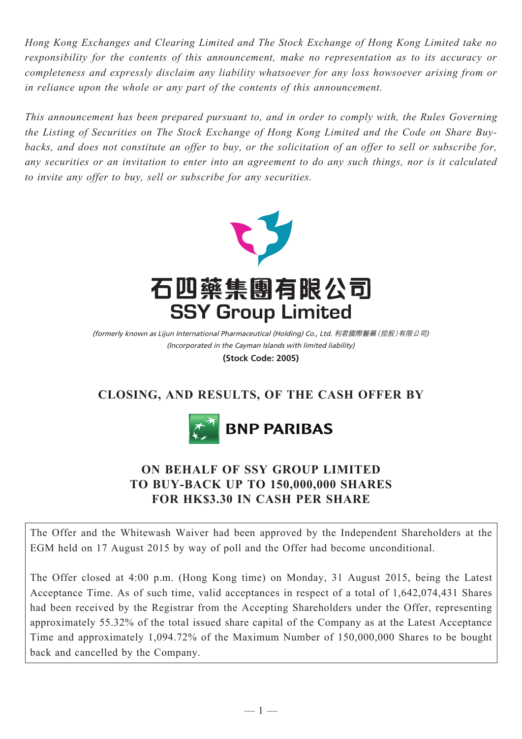*Hong Kong Exchanges and Clearing Limited and The Stock Exchange of Hong Kong Limited take no responsibility for the contents of this announcement, make no representation as to its accuracy or completeness and expressly disclaim any liability whatsoever for any loss howsoever arising from or in reliance upon the whole or any part of the contents of this announcement.*

*This announcement has been prepared pursuant to, and in order to comply with, the Rules Governing the Listing of Securities on The Stock Exchange of Hong Kong Limited and the Code on Share Buy-backs, and does not constitute an offer to buy, or the solicitation of an offer to sell or subscribe for, any securities or an invitation to enter into an agreement to do any such things, nor is it calculated to invite any offer to buy, sell or subscribe for any securities.*

# 石四藥集團有限公司
# SSY Group Limited

*(formerly known as Lijun International Pharmaceutical (Holding) Co., Ltd. 利君國際醫藥(控股)有限公司)*
*(Incorporated in the Cayman Islands with limited liability)*
**(Stock Code: 2005)**

## CLOSING, AND RESULTS, OF THE CASH OFFER BY

**BNP PARIBAS**

## ON BEHALF OF SSY GROUP LIMITED TO BUY-BACK UP TO 150,000,000 SHARES FOR HK$3.30 IN CASH PER SHARE

The Offer and the Whitewash Waiver had been approved by the Independent Shareholders at the EGM held on 17 August 2015 by way of poll and the Offer had become unconditional.

The Offer closed at 4:00 p.m. (Hong Kong time) on Monday, 31 August 2015, being the Latest Acceptance Time. As of such time, valid acceptances in respect of a total of 1,642,074,431 Shares had been received by the Registrar from the Accepting Shareholders under the Offer, representing approximately 55.32% of the total issued share capital of the Company as at the Latest Acceptance Time and approximately 1,094.72% of the Maximum Number of 150,000,000 Shares to be bought back and cancelled by the Company.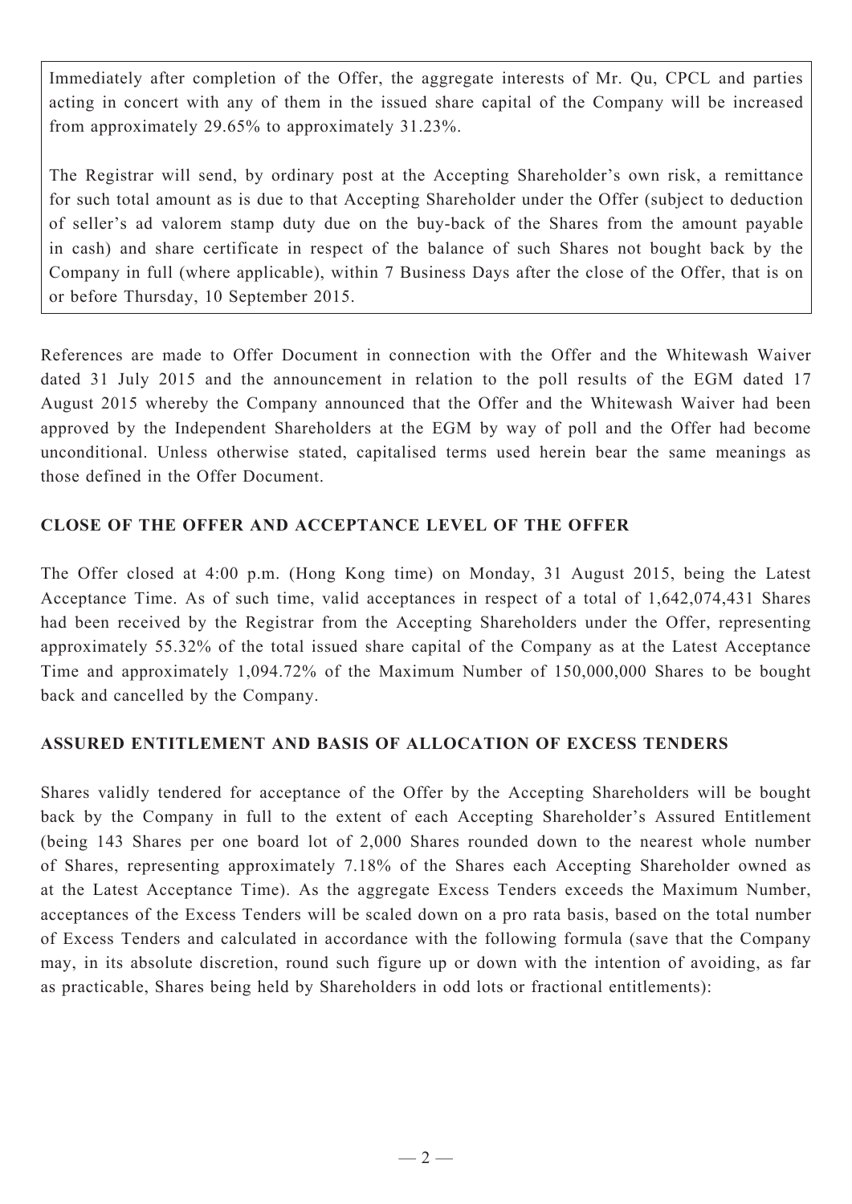Immediately after completion of the Offer, the aggregate interests of Mr. Qu, CPCL and parties acting in concert with any of them in the issued share capital of the Company will be increased from approximately 29.65% to approximately 31.23%.

The Registrar will send, by ordinary post at the Accepting Shareholder's own risk, a remittance for such total amount as is due to that Accepting Shareholder under the Offer (subject to deduction of seller's ad valorem stamp duty due on the buy-back of the Shares from the amount payable in cash) and share certificate in respect of the balance of such Shares not bought back by the Company in full (where applicable), within 7 Business Days after the close of the Offer, that is on or before Thursday, 10 September 2015.

References are made to Offer Document in connection with the Offer and the Whitewash Waiver dated 31 July 2015 and the announcement in relation to the poll results of the EGM dated 17 August 2015 whereby the Company announced that the Offer and the Whitewash Waiver had been approved by the Independent Shareholders at the EGM by way of poll and the Offer had become unconditional. Unless otherwise stated, capitalised terms used herein bear the same meanings as those defined in the Offer Document.

## CLOSE OF THE OFFER AND ACCEPTANCE LEVEL OF THE OFFER

The Offer closed at 4:00 p.m. (Hong Kong time) on Monday, 31 August 2015, being the Latest Acceptance Time. As of such time, valid acceptances in respect of a total of 1,642,074,431 Shares had been received by the Registrar from the Accepting Shareholders under the Offer, representing approximately 55.32% of the total issued share capital of the Company as at the Latest Acceptance Time and approximately 1,094.72% of the Maximum Number of 150,000,000 Shares to be bought back and cancelled by the Company.

## ASSURED ENTITLEMENT AND BASIS OF ALLOCATION OF EXCESS TENDERS

Shares validly tendered for acceptance of the Offer by the Accepting Shareholders will be bought back by the Company in full to the extent of each Accepting Shareholder's Assured Entitlement (being 143 Shares per one board lot of 2,000 Shares rounded down to the nearest whole number of Shares, representing approximately 7.18% of the Shares each Accepting Shareholder owned as at the Latest Acceptance Time). As the aggregate Excess Tenders exceeds the Maximum Number, acceptances of the Excess Tenders will be scaled down on a pro rata basis, based on the total number of Excess Tenders and calculated in accordance with the following formula (save that the Company may, in its absolute discretion, round such figure up or down with the intention of avoiding, as far as practicable, Shares being held by Shareholders in odd lots or fractional entitlements):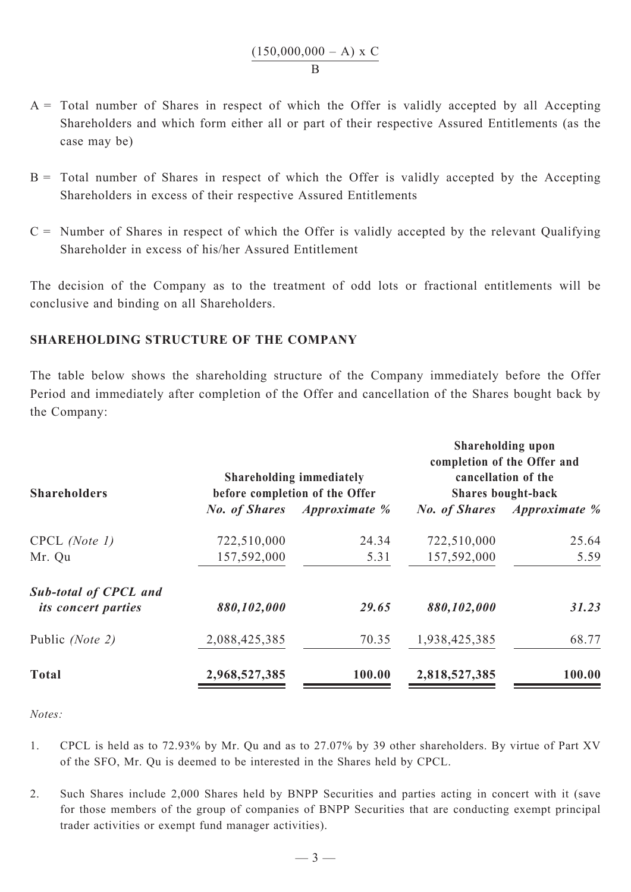$$\frac{(150,000,000 - A) \times C}{B}$$

A = Total number of Shares in respect of which the Offer is validly accepted by all Accepting Shareholders and which form either all or part of their respective Assured Entitlements (as the case may be)

B = Total number of Shares in respect of which the Offer is validly accepted by the Accepting Shareholders in excess of their respective Assured Entitlements

C = Number of Shares in respect of which the Offer is validly accepted by the relevant Qualifying Shareholder in excess of his/her Assured Entitlement

The decision of the Company as to the treatment of odd lots or fractional entitlements will be conclusive and binding on all Shareholders.

## SHAREHOLDING STRUCTURE OF THE COMPANY

The table below shows the shareholding structure of the Company immediately before the Offer Period and immediately after completion of the Offer and cancellation of the Shares bought back by the Company:

| Shareholders | Shareholding immediately before completion of the Offer | | Shareholding upon completion of the Offer and cancellation of the Shares bought-back | |
|---|---|---|---|---|
| | *No. of Shares* | *Approximate %* | *No. of Shares* | *Approximate %* |
| CPCL *(Note 1)* | 722,510,000 | 24.34 | 722,510,000 | 25.64 |
| Mr. Qu | 157,592,000 | 5.31 | 157,592,000 | 5.59 |
| ***Sub-total of CPCL and its concert parties*** | ***880,102,000*** | ***29.65*** | ***880,102,000*** | ***31.23*** |
| Public *(Note 2)* | 2,088,425,385 | 70.35 | 1,938,425,385 | 68.77 |
| **Total** | **2,968,527,385** | **100.00** | **2,818,527,385** | **100.00** |

*Notes:*

1. CPCL is held as to 72.93% by Mr. Qu and as to 27.07% by 39 other shareholders. By virtue of Part XV of the SFO, Mr. Qu is deemed to be interested in the Shares held by CPCL.

2. Such Shares include 2,000 Shares held by BNPP Securities and parties acting in concert with it (save for those members of the group of companies of BNPP Securities that are conducting exempt principal trader activities or exempt fund manager activities).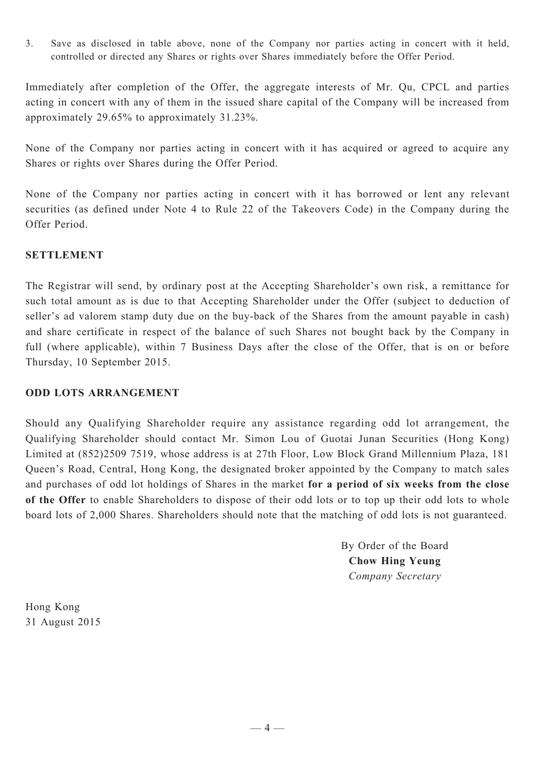3. Save as disclosed in table above, none of the Company nor parties acting in concert with it held, controlled or directed any Shares or rights over Shares immediately before the Offer Period.

Immediately after completion of the Offer, the aggregate interests of Mr. Qu, CPCL and parties acting in concert with any of them in the issued share capital of the Company will be increased from approximately 29.65% to approximately 31.23%.

None of the Company nor parties acting in concert with it has acquired or agreed to acquire any Shares or rights over Shares during the Offer Period.

None of the Company nor parties acting in concert with it has borrowed or lent any relevant securities (as defined under Note 4 to Rule 22 of the Takeovers Code) in the Company during the Offer Period.

## SETTLEMENT

The Registrar will send, by ordinary post at the Accepting Shareholder's own risk, a remittance for such total amount as is due to that Accepting Shareholder under the Offer (subject to deduction of seller's ad valorem stamp duty due on the buy-back of the Shares from the amount payable in cash) and share certificate in respect of the balance of such Shares not bought back by the Company in full (where applicable), within 7 Business Days after the close of the Offer, that is on or before Thursday, 10 September 2015.

## ODD LOTS ARRANGEMENT

Should any Qualifying Shareholder require any assistance regarding odd lot arrangement, the Qualifying Shareholder should contact Mr. Simon Lou of Guotai Junan Securities (Hong Kong) Limited at (852)2509 7519, whose address is at 27th Floor, Low Block Grand Millennium Plaza, 181 Queen's Road, Central, Hong Kong, the designated broker appointed by the Company to match sales and purchases of odd lot holdings of Shares in the market **for a period of six weeks from the close of the Offer** to enable Shareholders to dispose of their odd lots or to top up their odd lots to whole board lots of 2,000 Shares. Shareholders should note that the matching of odd lots is not guaranteed.

By Order of the Board
**Chow Hing Yeung**
*Company Secretary*

Hong Kong
31 August 2015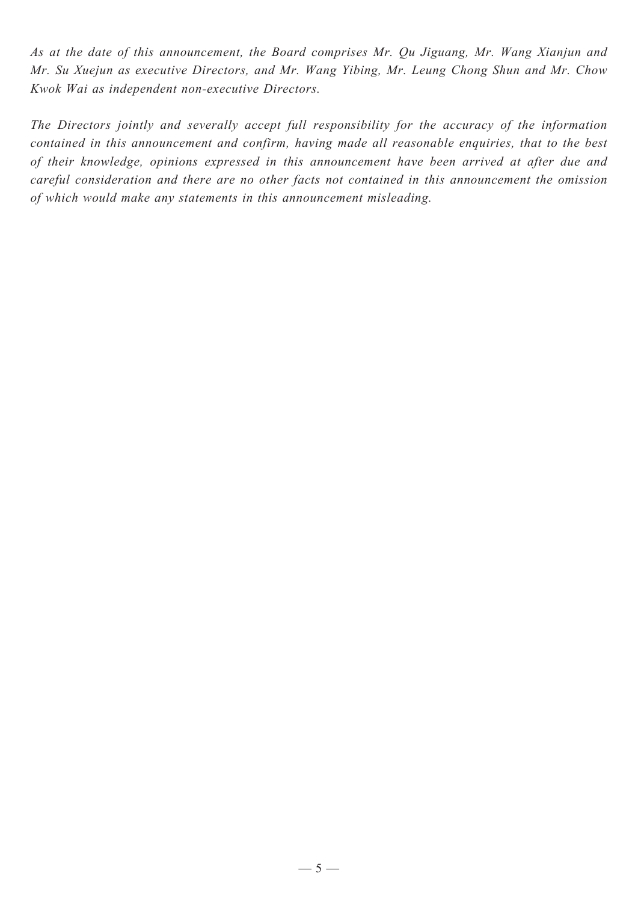*As at the date of this announcement, the Board comprises Mr. Qu Jiguang, Mr. Wang Xianjun and Mr. Su Xuejun as executive Directors, and Mr. Wang Yibing, Mr. Leung Chong Shun and Mr. Chow Kwok Wai as independent non-executive Directors.*

*The Directors jointly and severally accept full responsibility for the accuracy of the information contained in this announcement and confirm, having made all reasonable enquiries, that to the best of their knowledge, opinions expressed in this announcement have been arrived at after due and careful consideration and there are no other facts not contained in this announcement the omission of which would make any statements in this announcement misleading.*